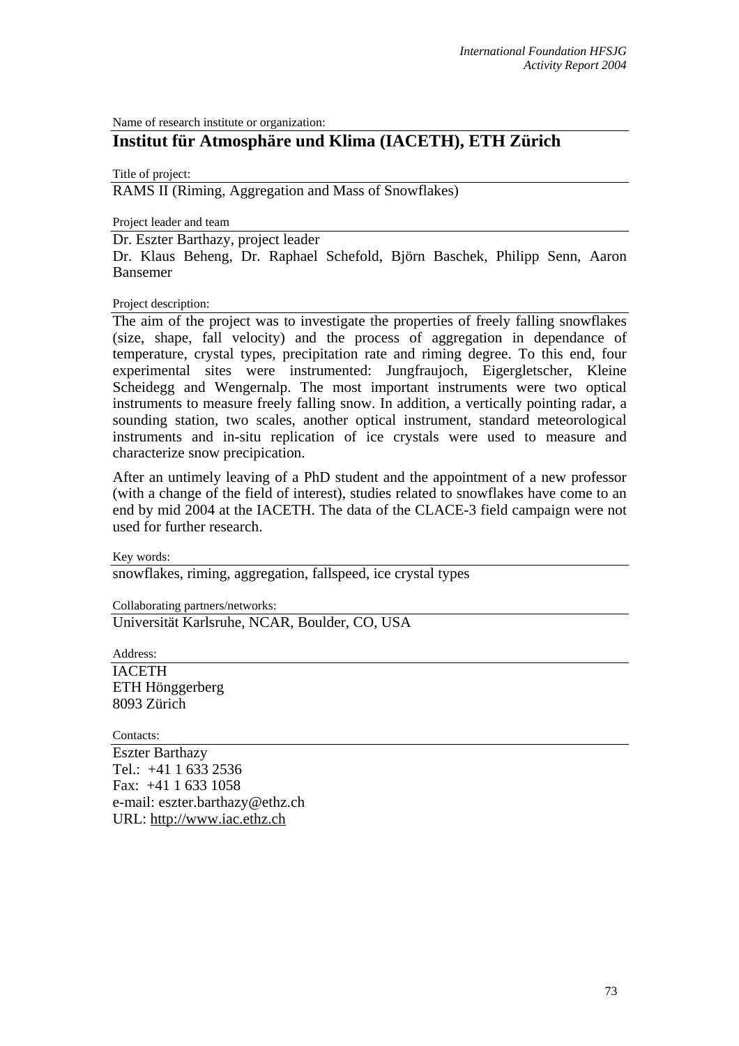Name of research institute or organization:

# Institut für Atmosphäre und Klima (IACETH), ETH Zürich

Title of project:

RAMS II (Riming, Aggregation and Mass of Snowflakes)

Project leader and team

Dr. Eszter Barthazy, project leader

Dr. Klaus Beheng, Dr. Raphael Schefold, Björn Baschek, Philipp Senn, Aaron Bansemer

Project description:

The aim of the project was to investigate the properties of freely falling snowflakes (size, shape, fall velocity) and the process of aggregation in dependance of temperature, crystal types, precipitation rate and riming degree. To this end, four experimental sites were instrumented: Jungfraujoch, Eigergletscher, Kleine Scheidegg and Wengernalp. The most important instruments were two optical instruments to measure freely falling snow. In addition, a vertically pointing radar, a sounding station, two scales, another optical instrument, standard meteorological instruments and in-situ replication of ice crystals were used to measure and characterize snow precipication.

After an untimely leaving of a PhD student and the appointment of a new professor (with a change of the field of interest), studies related to snowflakes have come to an end by mid 2004 at the IACETH. The data of the CLACE-3 field campaign were not used for further research.

Key words:

snowflakes, riming, aggregation, fallspeed, ice crystal types

Collaborating partners/networks:

Universität Karlsruhe, NCAR, Boulder, CO, USA

Address:

IACETH
ETH Hönggerberg
8093 Zürich

Contacts:

Eszter Barthazy
Tel.: +41 1 633 2536
Fax: +41 1 633 1058
e-mail: eszter.barthazy@ethz.ch
URL: http://www.iac.ethz.ch